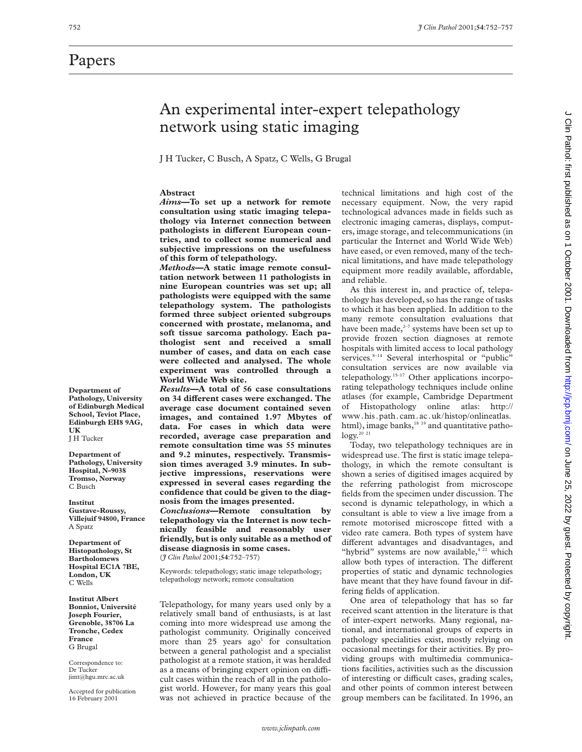# Papers

# An experimental inter-expert telepathology network using static imaging

J H Tucker, C Busch, A Spatz, C Wells, G Brugal

## Abstract

***Aims*—To set up a network for remote consultation using static imaging telepathology via Internet connection between pathologists in different European countries, and to collect some numerical and subjective impressions on the usefulness of this form of telepathology.**

***Methods*—A static image remote consultation network between 11 pathologists in nine European countries was set up; all pathologists were equipped with the same telepathology system. The pathologists formed three subject oriented subgroups concerned with prostate, melanoma, and soft tissue sarcoma pathology. Each pathologist sent and received a small number of cases, and data on each case were collected and analysed. The whole experiment was controlled through a World Wide Web site.**

***Results*—A total of 56 case consultations on 34 different cases were exchanged. The average case document contained seven images, and contained 1.97 Mbytes of data. For cases in which data were recorded, average case preparation and remote consultation time was 55 minutes and 9.2 minutes, respectively. Transmission times averaged 3.9 minutes. In subjective impressions, reservations were expressed in several cases regarding the confidence that could be given to the diagnosis from the images presented.**

***Conclusions*—Remote consultation by telepathology via the Internet is now technically feasible and reasonably user friendly, but is only suitable as a method of disease diagnosis in some cases.**

(*J Clin Pathol* 2001;**54**:752–757)

Keywords: telepathology; static image telepathology; telepathology network; remote consultation

**Department of Pathology, University of Edinburgh Medical School, Teviot Place, Edinburgh EH8 9AG, UK**
J H Tucker

**Department of Pathology, University Hospital, N-9038 Tromso, Norway**
C Busch

**Institut Gustave-Roussy, Villejuif 94800, France**
A Spatz

**Department of Histopathology, St Bartholomews Hospital EC1A 7BE, London, UK**
C Wells

**Institut Albert Bonniot, Université Joseph Fourier, Grenoble, 38706 La Tronche, Cedex France**
G Brugal

Correspondence to: Dr Tucker jimt@hgu.mrc.ac.uk

Accepted for publication 16 February 2001

Telepathology, for many years used only by a relatively small band of enthusiasts, is at last coming into more widespread use among the pathologist community. Originally conceived more than 25 years ago[1] for consultation between a general pathologist and a specialist pathologist at a remote station, it was heralded as a means of bringing expert opinion on difficult cases within the reach of all in the pathologist world. However, for many years this goal was not achieved in practice because of the technical limitations and high cost of the necessary equipment. Now, the very rapid technological advances made in fields such as electronic imaging cameras, displays, computers, image storage, and telecommunications (in particular the Internet and World Wide Web) have eased, or even removed, many of the technical limitations, and have made telepathology equipment more readily available, affordable, and reliable.

As this interest in, and practice of, telepathology has developed, so has the range of tasks to which it has been applied. In addition to the many remote consultation evaluations that have been made,[2–7] systems have been set up to provide frozen section diagnoses at remote hospitals with limited access to local pathology services.[8–14] Several interhospital or "public" consultation services are now available via telepathology.[15–17] Other applications incorporating telepathology techniques include online atlases (for example, Cambridge Department of Histopathology online atlas: http://www.his.path.cam.ac.uk/histop/onlineatlas.html), image banks,[18 19] and quantitative pathology.[20 21]

Today, two telepathology techniques are in widespread use. The first is static image telepathology, in which the remote consultant is shown a series of digitised images acquired by the referring pathologist from microscope fields from the specimen under discussion. The second is dynamic telepathology, in which a consultant is able to view a live image from a remote motorised microscope fitted with a video rate camera. Both types of system have different advantages and disadvantages, and "hybrid" systems are now available,[4 22] which allow both types of interaction. The different properties of static and dynamic technologies have meant that they have found favour in differing fields of application.

One area of telepathology that has so far received scant attention in the literature is that of inter-expert networks. Many regional, national, and international groups of experts in pathology specialities exist, mostly relying on occasional meetings for their activities. By providing groups with multimedia communications facilities, activities such as the discussion of interesting or difficult cases, grading scales, and other points of common interest between group members can be facilitated. In 1996, an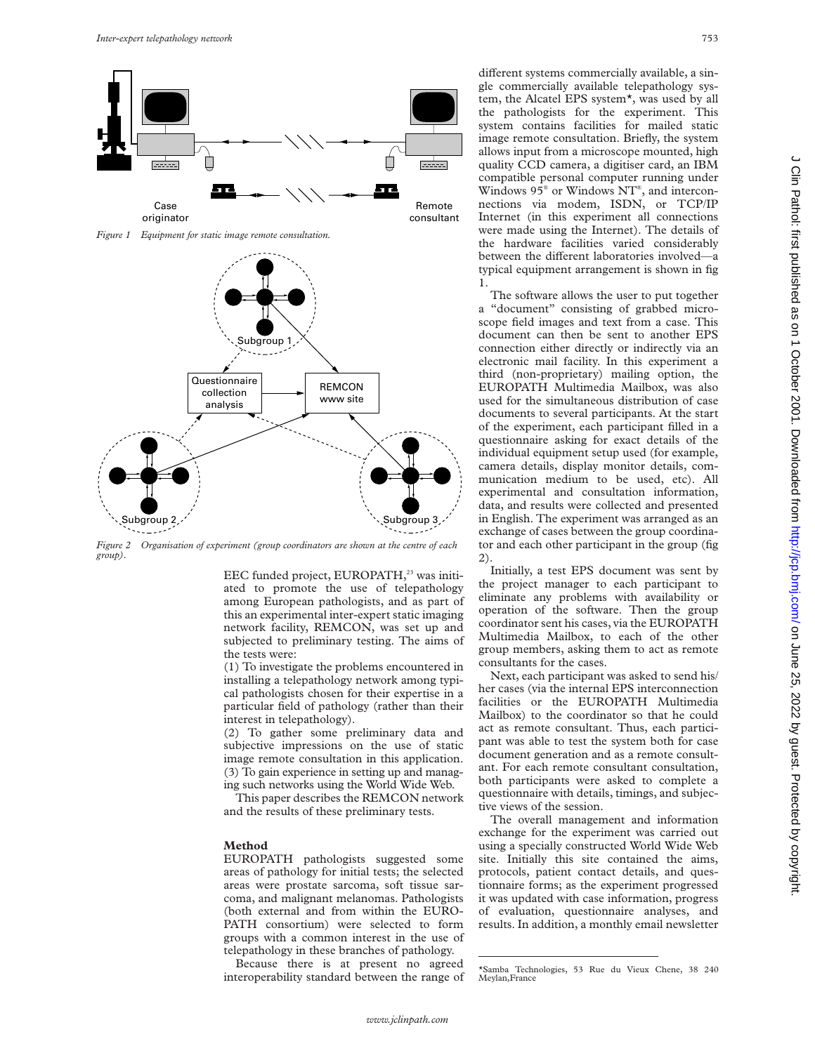Figure 1 Equipment for static image remote consultation.

Figure 2 Organisation of experiment (group coordinators are shown at the centre of each group).

EEC funded project, EUROPATH,[23] was initiated to promote the use of telepathology among European pathologists, and as part of this an experimental inter-expert static imaging network facility, REMCON, was set up and subjected to preliminary testing. The aims of the tests were:

(1) To investigate the problems encountered in installing a telepathology network among typical pathologists chosen for their expertise in a particular field of pathology (rather than their interest in telepathology).

(2) To gather some preliminary data and subjective impressions on the use of static image remote consultation in this application.

(3) To gain experience in setting up and managing such networks using the World Wide Web.

This paper describes the REMCON network and the results of these preliminary tests.

## Method

EUROPATH pathologists suggested some areas of pathology for initial tests; the selected areas were prostate sarcoma, soft tissue sarcoma, and malignant melanomas. Pathologists (both external and from within the EUROPATH consortium) were selected to form groups with a common interest in the use of telepathology in these branches of pathology.

Because there is at present no agreed interoperability standard between the range of different systems commercially available, a single commercially available telepathology system, the Alcatel EPS system*, was used by all the pathologists for the experiment. This system contains facilities for mailed static image remote consultation. Briefly, the system allows input from a microscope mounted, high quality CCD camera, a digitiser card, an IBM compatible personal computer running under Windows 95® or Windows NT®, and interconnections via modem, ISDN, or TCP/IP Internet (in this experiment all connections were made using the Internet). The details of the hardware facilities varied considerably between the different laboratories involved—a typical equipment arrangement is shown in fig 1.

The software allows the user to put together a "document" consisting of grabbed microscope field images and text from a case. This document can then be sent to another EPS connection either directly or indirectly via an electronic mail facility. In this experiment a third (non-proprietary) mailing option, the EUROPATH Multimedia Mailbox, was also used for the simultaneous distribution of case documents to several participants. At the start of the experiment, each participant filled in a questionnaire asking for exact details of the individual equipment setup used (for example, camera details, display monitor details, communication medium to be used, etc). All experimental and consultation information, data, and results were collected and presented in English. The experiment was arranged as an exchange of cases between the group coordinator and each other participant in the group (fig 2).

Initially, a test EPS document was sent by the project manager to each participant to eliminate any problems with availability or operation of the software. Then the group coordinator sent his cases, via the EUROPATH Multimedia Mailbox, to each of the other group members, asking them to act as remote consultants for the cases.

Next, each participant was asked to send his/her cases (via the internal EPS interconnection facilities or the EUROPATH Multimedia Mailbox) to the coordinator so that he could act as remote consultant. Thus, each participant was able to test the system both for case document generation and as a remote consultant. For each remote consultant consultation, both participants were asked to complete a questionnaire with details, timings, and subjective views of the session.

The overall management and information exchange for the experiment was carried out using a specially constructed World Wide Web site. Initially this site contained the aims, protocols, patient contact details, and questionnaire forms; as the experiment progressed it was updated with case information, progress of evaluation, questionnaire analyses, and results. In addition, a monthly email newsletter

*Samba Technologies, 53 Rue du Vieux Chene, 38 240 Meylan,France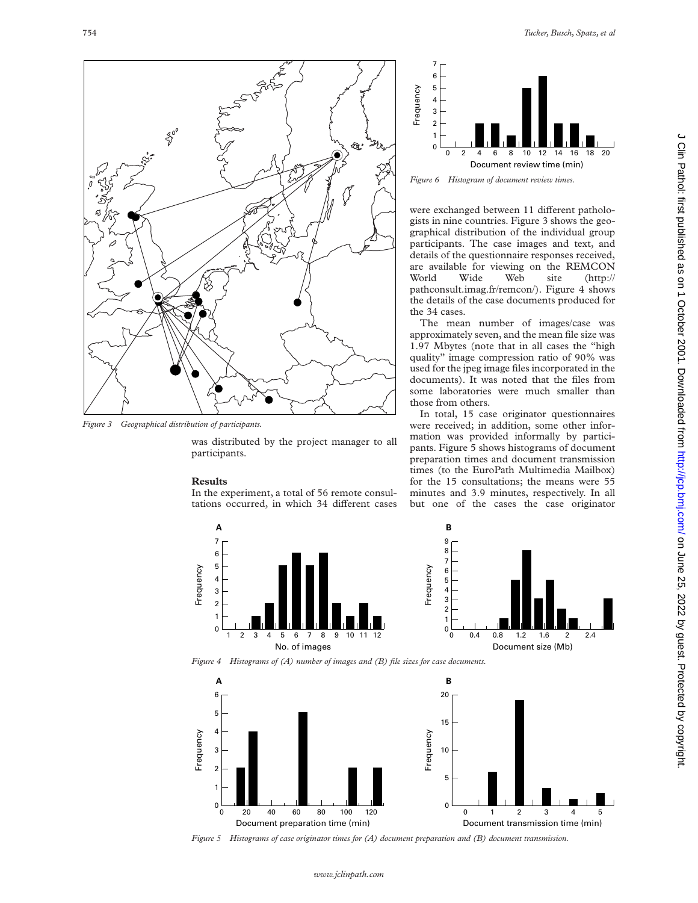*Figure 3 Geographical distribution of participants.*

was distributed by the project manager to all participants.

## Results

In the experiment, a total of 56 remote consultations occurred, in which 34 different cases were exchanged between 11 different pathologists in nine countries. Figure 3 shows the geographical distribution of the individual group participants. The case images and text, and details of the questionnaire responses received, are available for viewing on the REMCON World Wide Web site (http://pathconsult.imag.fr/remcon/). Figure 4 shows the details of the case documents produced for the 34 cases.

The mean number of images/case was approximately seven, and the mean file size was 1.97 Mbytes (note that in all cases the "high quality" image compression ratio of 90% was used for the jpeg image files incorporated in the documents). It was noted that the files from some laboratories were much smaller than those from others.

In total, 15 case originator questionnaires were received; in addition, some other information was provided informally by participants. Figure 5 shows histograms of document preparation times and document transmission times (to the EuroPath Multimedia Mailbox) for the 15 consultations; the means were 55 minutes and 3.9 minutes, respectively. In all but one of the cases the case originator

*Figure 6 Histogram of document review times.*

*Figure 4 Histograms of (A) number of images and (B) file sizes for case documents.*

*Figure 5 Histograms of case originator times for (A) document preparation and (B) document transmission.*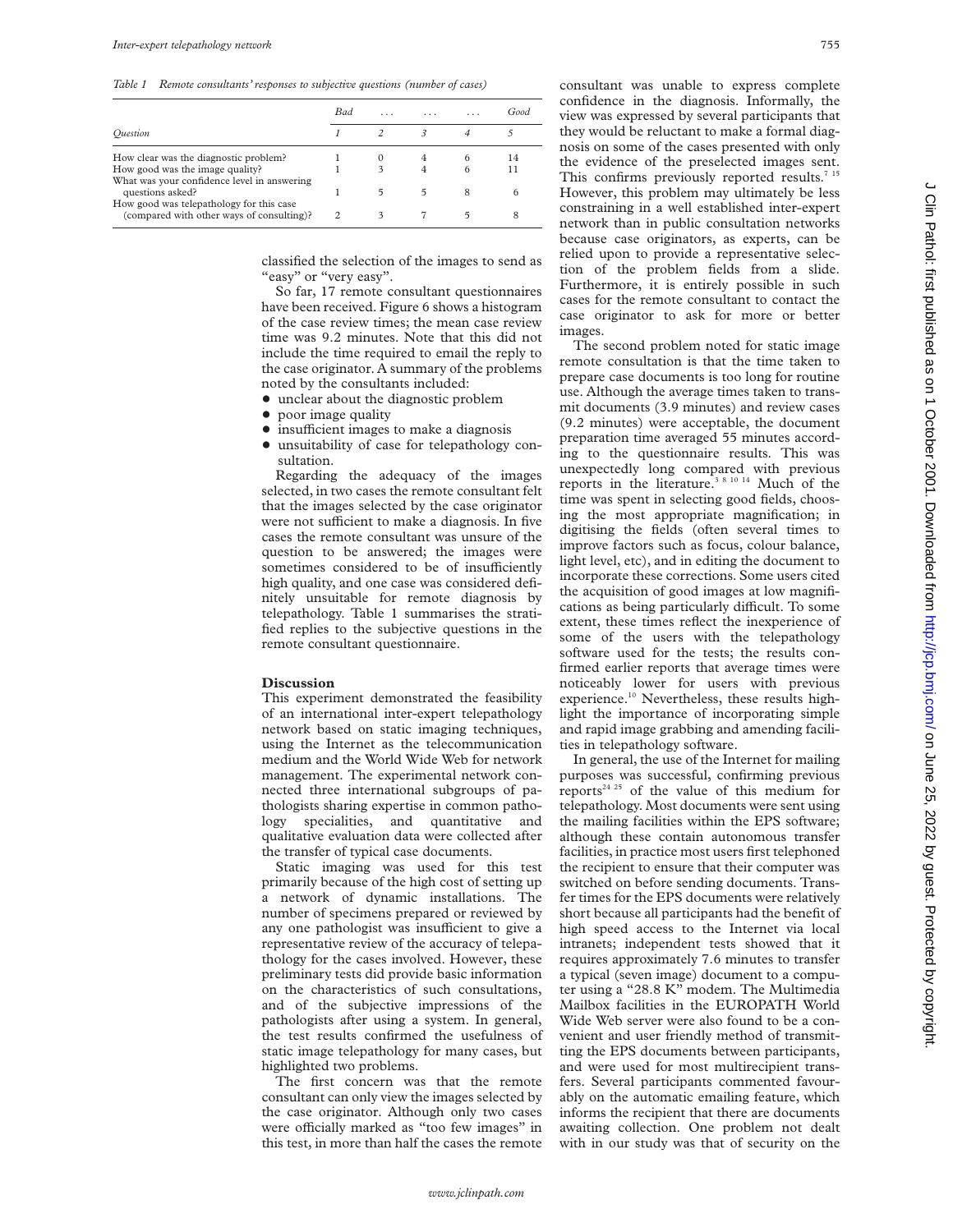*Table 1 Remote consultants' responses to subjective questions (number of cases)*

| Question | Bad 1 | ... 2 | ... 3 | ... 4 | Good 5 |
|---|---|---|---|---|---|
| How clear was the diagnostic problem? | 1 | 0 | 4 | 6 | 14 |
| How good was the image quality? | 1 | 3 | 4 | 6 | 11 |
| What was your confidence level in answering questions asked? | 1 | 5 | 5 | 8 | 6 |
| How good was telepathology for this case (compared with other ways of consulting)? | 2 | 3 | 7 | 5 | 8 |

classified the selection of the images to send as "easy" or "very easy".

So far, 17 remote consultant questionnaires have been received. Figure 6 shows a histogram of the case review times; the mean case review time was 9.2 minutes. Note that this did not include the time required to email the reply to the case originator. A summary of the problems noted by the consultants included:

- unclear about the diagnostic problem
- poor image quality
- insufficient images to make a diagnosis
- unsuitability of case for telepathology consultation.

Regarding the adequacy of the images selected, in two cases the remote consultant felt that the images selected by the case originator were not sufficient to make a diagnosis. In five cases the remote consultant was unsure of the question to be answered; the images were sometimes considered to be of insufficiently high quality, and one case was considered definitely unsuitable for remote diagnosis by telepathology. Table 1 summarises the stratified replies to the subjective questions in the remote consultant questionnaire.

## Discussion

This experiment demonstrated the feasibility of an international inter-expert telepathology network based on static imaging techniques, using the Internet as the telecommunication medium and the World Wide Web for network management. The experimental network connected three international subgroups of pathologists sharing expertise in common pathology specialities, and quantitative and qualitative evaluation data were collected after the transfer of typical case documents.

Static imaging was used for this test primarily because of the high cost of setting up a network of dynamic installations. The number of specimens prepared or reviewed by any one pathologist was insufficient to give a representative review of the accuracy of telepathology for the cases involved. However, these preliminary tests did provide basic information on the characteristics of such consultations, and of the subjective impressions of the pathologists after using a system. In general, the test results confirmed the usefulness of static image telepathology for many cases, but highlighted two problems.

The first concern was that the remote consultant can only view the images selected by the case originator. Although only two cases were officially marked as "too few images" in this test, in more than half the cases the remote consultant was unable to express complete confidence in the diagnosis. Informally, the view was expressed by several participants that they would be reluctant to make a formal diagnosis on some of the cases presented with only the evidence of the preselected images sent. This confirms previously reported results.[7,15] However, this problem may ultimately be less constraining in a well established inter-expert network than in public consultation networks because case originators, as experts, can be relied upon to provide a representative selection of the problem fields from a slide. Furthermore, it is entirely possible in such cases for the remote consultant to contact the case originator to ask for more or better images.

The second problem noted for static image remote consultation is that the time taken to prepare case documents is too long for routine use. Although the average times taken to transmit documents (3.9 minutes) and review cases (9.2 minutes) were acceptable, the document preparation time averaged 55 minutes according to the questionnaire results. This was unexpectedly long compared with previous reports in the literature.[3,8,10,14] Much of the time was spent in selecting good fields, choosing the most appropriate magnification; in digitising the fields (often several times to improve factors such as focus, colour balance, light level, etc), and in editing the document to incorporate these corrections. Some users cited the acquisition of good images at low magnifications as being particularly difficult. To some extent, these times reflect the inexperience of some of the users with the telepathology software used for the tests; the results confirmed earlier reports that average times were noticeably lower for users with previous experience.[10] Nevertheless, these results highlight the importance of incorporating simple and rapid image grabbing and amending facilities in telepathology software.

In general, the use of the Internet for mailing purposes was successful, confirming previous reports[24,25] of the value of this medium for telepathology. Most documents were sent using the mailing facilities within the EPS software; although these contain autonomous transfer facilities, in practice most users first telephoned the recipient to ensure that their computer was switched on before sending documents. Transfer times for the EPS documents were relatively short because all participants had the benefit of high speed access to the Internet via local intranets; independent tests showed that it requires approximately 7.6 minutes to transfer a typical (seven image) document to a computer using a "28.8 K" modem. The Multimedia Mailbox facilities in the EUROPATH World Wide Web server were also found to be a convenient and user friendly method of transmitting the EPS documents between participants, and were used for most multirecipient transfers. Several participants commented favourably on the automatic emailing feature, which informs the recipient that there are documents awaiting collection. One problem not dealt with in our study was that of security on the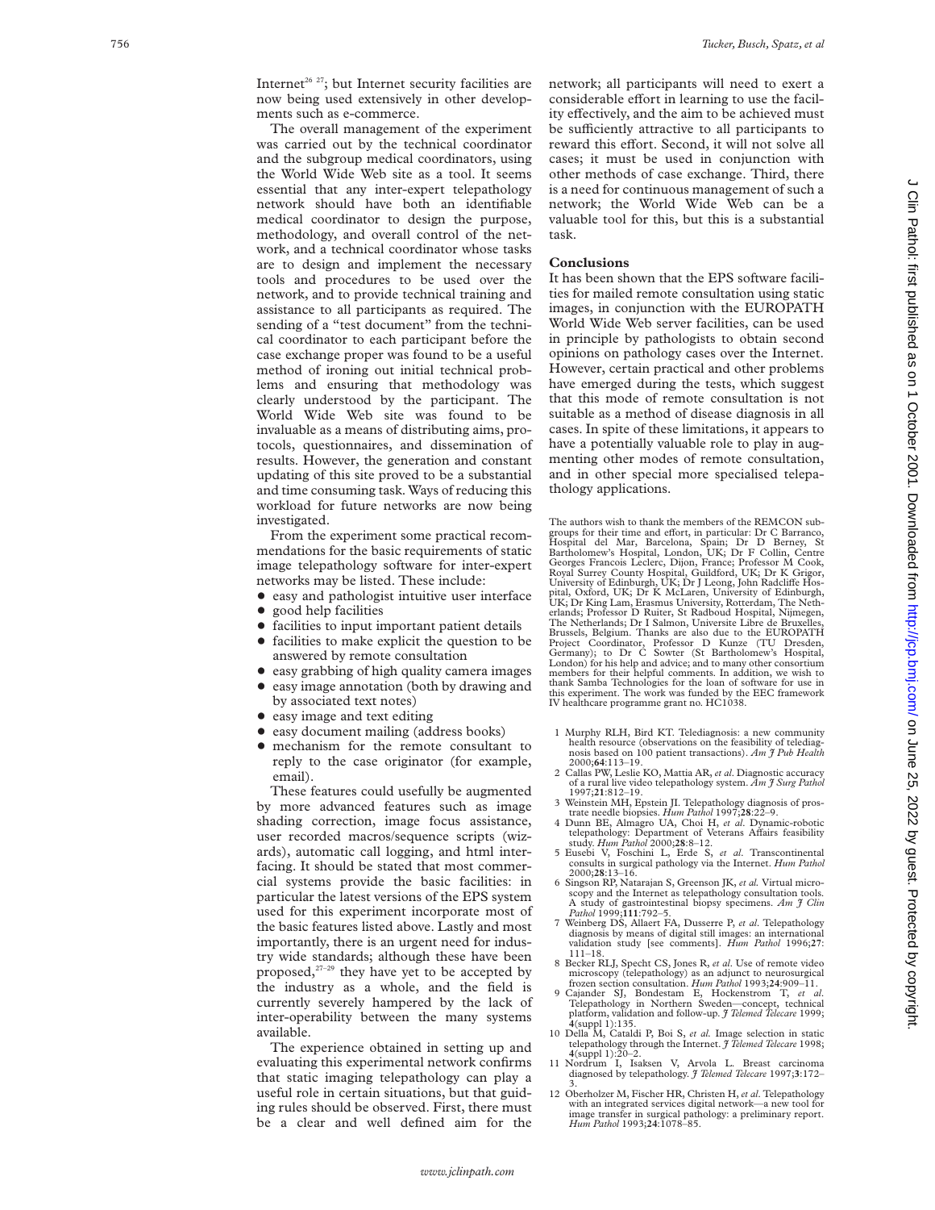Internet[26 27]; but Internet security facilities are now being used extensively in other developments such as e-commerce.

The overall management of the experiment was carried out by the technical coordinator and the subgroup medical coordinators, using the World Wide Web site as a tool. It seems essential that any inter-expert telepathology network should have both an identifiable medical coordinator to design the purpose, methodology, and overall control of the network, and a technical coordinator whose tasks are to design and implement the necessary tools and procedures to be used over the network, and to provide technical training and assistance to all participants as required. The sending of a "test document" from the technical coordinator to each participant before the case exchange proper was found to be a useful method of ironing out initial technical problems and ensuring that methodology was clearly understood by the participant. The World Wide Web site was found to be invaluable as a means of distributing aims, protocols, questionnaires, and dissemination of results. However, the generation and constant updating of this site proved to be a substantial and time consuming task. Ways of reducing this workload for future networks are now being investigated.

From the experiment some practical recommendations for the basic requirements of static image telepathology software for inter-expert networks may be listed. These include:

- easy and pathologist intuitive user interface
- good help facilities
- facilities to input important patient details
- facilities to make explicit the question to be answered by remote consultation
- easy grabbing of high quality camera images
- easy image annotation (both by drawing and by associated text notes)
- easy image and text editing
- easy document mailing (address books)
- mechanism for the remote consultant to reply to the case originator (for example, email).

These features could usefully be augmented by more advanced features such as image shading correction, image focus assistance, user recorded macros/sequence scripts (wizards), automatic call logging, and html interfacing. It should be stated that most commercial systems provide the basic facilities: in particular the latest versions of the EPS system used for this experiment incorporate most of the basic features listed above. Lastly and most importantly, there is an urgent need for industry wide standards; although these have been proposed,[27–29] they have yet to be accepted by the industry as a whole, and the field is currently severely hampered by the lack of inter-operability between the many systems available.

The experience obtained in setting up and evaluating this experimental network confirms that static imaging telepathology can play a useful role in certain situations, but that guiding rules should be observed. First, there must be a clear and well defined aim for the network; all participants will need to exert a considerable effort in learning to use the facility effectively, and the aim to be achieved must be sufficiently attractive to all participants to reward this effort. Second, it will not solve all cases; it must be used in conjunction with other methods of case exchange. Third, there is a need for continuous management of such a network; the World Wide Web can be a valuable tool for this, but this is a substantial task.

## Conclusions

It has been shown that the EPS software facilities for mailed remote consultation using static images, in conjunction with the EUROPATH World Wide Web server facilities, can be used in principle by pathologists to obtain second opinions on pathology cases over the Internet. However, certain practical and other problems have emerged during the tests, which suggest that this mode of remote consultation is not suitable as a method of disease diagnosis in all cases. In spite of these limitations, it appears to have a potentially valuable role to play in augmenting other modes of remote consultation, and in other special more specialised telepathology applications.

The authors wish to thank the members of the REMCON subgroups for their time and effort, in particular: Dr C Barranco, Hospital del Mar, Barcelona, Spain; Dr D Berney, St Bartholomew's Hospital, London, UK; Dr F Collin, Centre Georges Francois Leclerc, Dijon, France; Professor M Cook, Royal Surrey County Hospital, Guildford, UK; Dr K Grigor, University of Edinburgh, UK; Dr J Leong, John Radcliffe Hospital, Oxford, UK; Dr K McLaren, University of Edinburgh, UK; Dr King Lam, Erasmus University, Rotterdam, The Netherlands; Professor D Ruiter, St Radboud Hospital, Nijmegen, The Netherlands; Dr I Salmon, Universite Libre de Bruxelles, Brussels, Belgium. Thanks are also due to the EUROPATH Project Coordinator, Professor D Kunze (TU Dresden, Germany); to Dr C Sowter (St Bartholomew's Hospital, London) for his help and advice; and to many other consortium members for their helpful comments. In addition, we wish to thank Samba Technologies for the loan of software for use in this experiment. The work was funded by the EEC framework IV healthcare programme grant no. HC1038.

1 Murphy RLH, Bird KT. Telediagnosis: a new community health resource (observations on the feasibility of telediagnosis based on 100 patient transactions). *Am J Pub Health* 2000;**64**:113–19.
2 Callas PW, Leslie KO, Mattia AR, *et al*. Diagnostic accuracy of a rural live video telepathology system. *Am J Surg Pathol* 1997;**21**:812–19.
3 Weinstein MH, Epstein JI. Telepathology diagnosis of prostrate needle biopsies. *Hum Pathol* 1997;**28**:22–9.
4 Dunn BE, Almagro UA, Choi H, *et al*. Dynamic-robotic telepathology: Department of Veterans Affairs feasibility study. *Hum Pathol* 2000;**28**:8–12.
5 Eusebi V, Foschini L, Erde S, *et al*. Transcontinental consults in surgical pathology via the Internet. *Hum Pathol* 2000;**28**:13–16.
6 Singson RP, Natarajan S, Greenson JK, *et al.* Virtual microscopy and the Internet as telepathology consultation tools. A study of gastrointestinal biopsy specimens. *Am J Clin Pathol* 1999;**111**:792–5.
7 Weinberg DS, Allaert FA, Dusserre P, *et al*. Telepathology diagnosis by means of digital still images: an international validation study [see comments]. *Hum Pathol* 1996;**27**: 111–18.
8 Becker RLJ, Specht CS, Jones R, *et al*. Use of remote video microscopy (telepathology) as an adjunct to neurosurgical frozen section consultation. *Hum Pathol* 1993;**24**:909–11.
9 Cajander SJ, Bondestam E, Hockenstrom T, *et al*. Telepathology in Northern Sweden—concept, technical platform, validation and follow-up. *J Telemed Telecare* 1999; **4**(suppl 1):135.
10 Della M, Cataldi P, Boi S, *et al.* Image selection in static telepathology through the Internet. *J Telemed Telecare* 1998; **4**(suppl 1):20–2.
11 Nordrum I, Isaksen V, Arvola L. Breast carcinoma diagnosed by telepathology. *J Telemed Telecare* 1997;**3**:172–3.
12 Oberholzer M, Fischer HR, Christen H, *et al*. Telepathology with an integrated services digital network—a new tool for image transfer in surgical pathology: a preliminary report. *Hum Pathol* 1993;**24**:1078–85.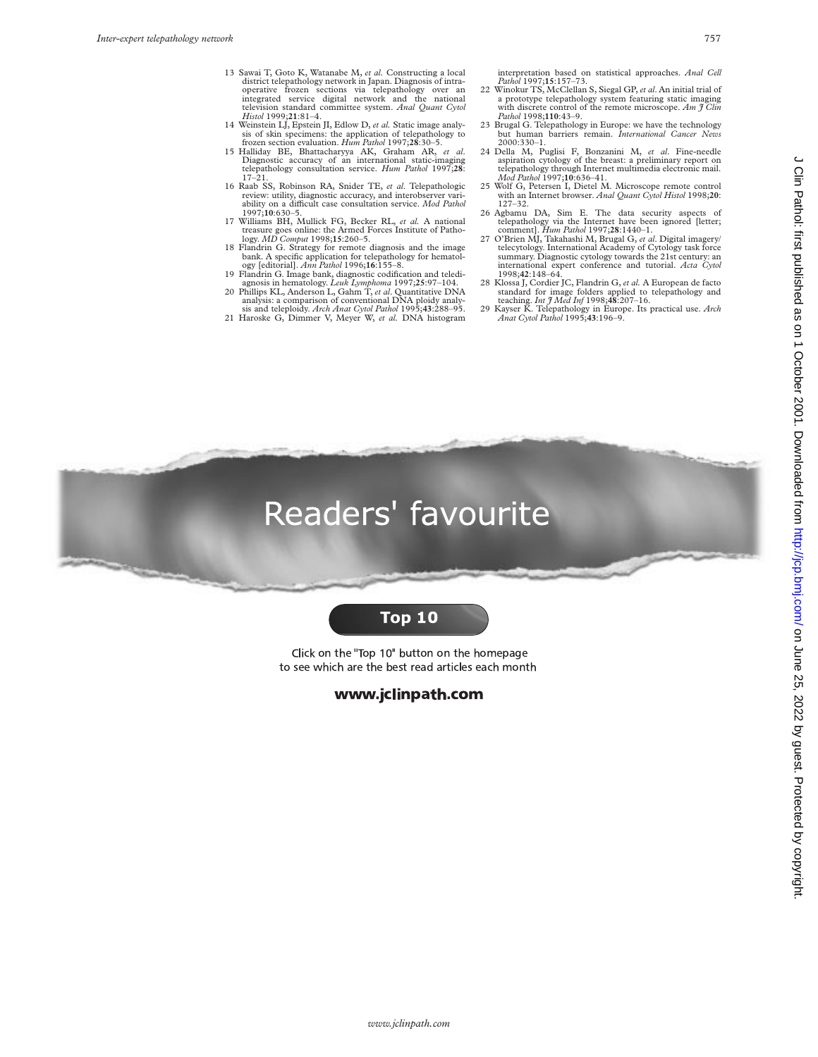13 Sawai T, Goto K, Watanabe M, *et al.* Constructing a local district telepathology network in Japan. Diagnosis of intra-operative frozen sections via telepathology over an integrated service digital network and the national television standard committee system. *Anal Quant Cytol Histol* 1999;**21**:81–4.

14 Weinstein LJ, Epstein JI, Edlow D, *et al.* Static image analysis of skin specimens: the application of telepathology to frozen section evaluation. *Hum Pathol* 1997;**28**:30–5.

15 Halliday BE, Bhattacharyya AK, Graham AR, *et al.* Diagnostic accuracy of an international static-imaging telepathology consultation service. *Hum Pathol* 1997;**28**:17–21.

16 Raab SS, Robinson RA, Snider TE, *et al.* Telepathologic review: utility, diagnostic accuracy, and interobserver variability on a difficult case consultation service. *Mod Pathol* 1997;**10**:630–5.

17 Williams BH, Mullick FG, Becker RL, *et al.* A national treasure goes online: the Armed Forces Institute of Pathology. *MD Comput* 1998;**15**:260–5.

18 Flandrin G. Strategy for remote diagnosis and the image bank. A specific application for telepathology for hematology [editorial]. *Ann Pathol* 1996;**16**:155–8.

19 Flandrin G. Image bank, diagnostic codification and telediagnosis in hematology. *Leuk Lymphoma* 1997;**25**:97–104.

20 Phillips KL, Anderson L, Gahm T, *et al.* Quantitative DNA analysis: a comparison of conventional DNA ploidy analysis and teleploidy. *Arch Anat Cytol Pathol* 1995;**43**:288–95.

21 Haroske G, Dimmer V, Meyer W, *et al.* DNA histogram interpretation based on statistical approaches. *Anal Cell Pathol* 1997;**15**:157–73.

22 Winokur TS, McClellan S, Siegal GP, *et al.* An initial trial of a prototype telepathology system featuring static imaging with discrete control of the remote microscope. *Am J Clin Pathol* 1998;**110**:43–9.

23 Brugal G. Telepathology in Europe: we have the technology but human barriers remain. *International Cancer News* 2000:330–1.

24 Della M, Puglisi F, Bonzanini M, *et al.* Fine-needle aspiration cytology of the breast: a preliminary report on telepathology through Internet multimedia electronic mail. *Mod Pathol* 1997;**10**:636–41.

25 Wolf G, Petersen I, Dietel M. Microscope remote control with an Internet browser. *Anal Quant Cytol Histol* 1998;**20**:127–32.

26 Agbamu DA, Sim E. The data security aspects of telepathology via the Internet have been ignored [letter; comment]. *Hum Pathol* 1997;**28**:1440–1.

27 O'Brien MJ, Takahashi M, Brugal G, *et al.* Digital imagery/telecytology. International Academy of Cytology task force summary. Diagnostic cytology towards the 21st century: an international expert conference and tutorial. *Acta Cytol* 1998;**42**:148–64.

28 Klossa J, Cordier JC, Flandrin G, *et al.* A European de facto standard for image folders applied to telepathology and teaching. *Int J Med Inf* 1998;**48**:207–16.

29 Kayser K. Telepathology in Europe. Its practical use. *Arch Anat Cytol Pathol* 1995;**43**:196–9.

Readers' favourite

Top 10

Click on the "Top 10" button on the homepage to see which are the best read articles each month

**www.jclinpath.com**